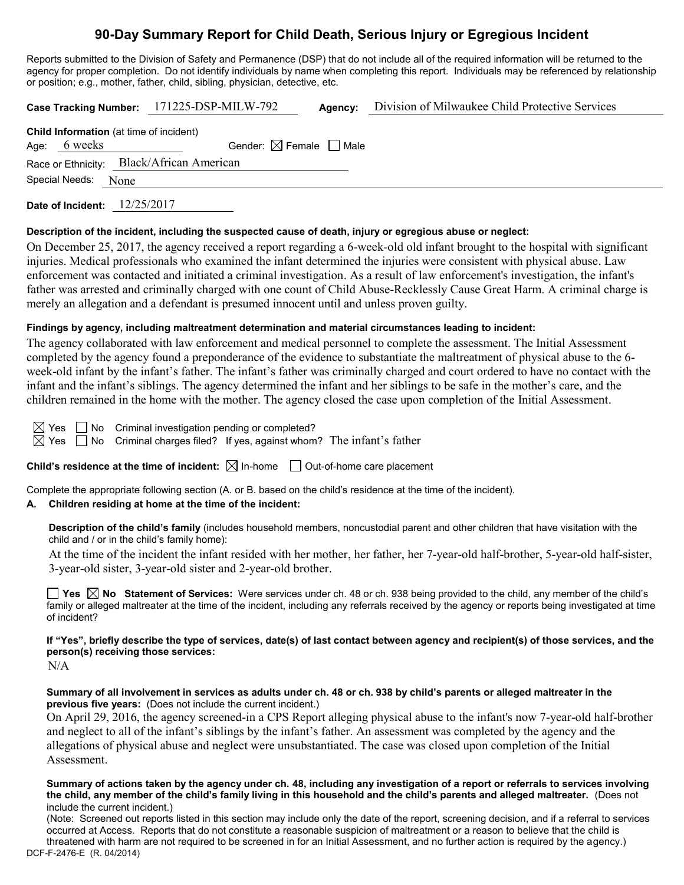# 90-Day Summary Report for Child Death, Serious Injury or Egregious Incident

Reports submitted to the Division of Safety and Permanence (DSP) that do not include all of the required information will be returned to the agency for proper completion. Do not identify individuals by name when completing this report. Individuals may be referenced by relationship or position; e.g., mother, father, child, sibling, physician, detective, etc.

**Case Tracking Number:** 171225-DSP-MILW-792 **Agency:** Division of Milwaukee Child Protective Services

**Child Information** (at time of incident)

Age: 6 weeks Gender: ☒ Female ☐ Male

Race or Ethnicity: Black/African American

Special Needs: None

**Date of Incident:** 12/25/2017

**Description of the incident, including the suspected cause of death, injury or egregious abuse or neglect:**

On December 25, 2017, the agency received a report regarding a 6-week-old old infant brought to the hospital with significant injuries. Medical professionals who examined the infant determined the injuries were consistent with physical abuse. Law enforcement was contacted and initiated a criminal investigation. As a result of law enforcement's investigation, the infant's father was arrested and criminally charged with one count of Child Abuse-Recklessly Cause Great Harm. A criminal charge is merely an allegation and a defendant is presumed innocent until and unless proven guilty.

**Findings by agency, including maltreatment determination and material circumstances leading to incident:**

The agency collaborated with law enforcement and medical personnel to complete the assessment. The Initial Assessment completed by the agency found a preponderance of the evidence to substantiate the maltreatment of physical abuse to the 6-week-old infant by the infant's father. The infant's father was criminally charged and court ordered to have no contact with the infant and the infant's siblings. The agency determined the infant and her siblings to be safe in the mother's care, and the children remained in the home with the mother. The agency closed the case upon completion of the Initial Assessment.

☒ Yes ☐ No Criminal investigation pending or completed?

☒ Yes ☐ No Criminal charges filed? If yes, against whom? The infant's father

**Child's residence at the time of incident:** ☒ In-home ☐ Out-of-home care placement

Complete the appropriate following section (A. or B. based on the child's residence at the time of the incident).

**A. Children residing at home at the time of the incident:**

**Description of the child's family** (includes household members, noncustodial parent and other children that have visitation with the child and / or in the child's family home):

At the time of the incident the infant resided with her mother, her father, her 7-year-old half-brother, 5-year-old half-sister, 3-year-old sister, 3-year-old sister and 2-year-old brother.

☐ **Yes** ☒ **No Statement of Services:** Were services under ch. 48 or ch. 938 being provided to the child, any member of the child's family or alleged maltreater at the time of the incident, including any referrals received by the agency or reports being investigated at time of incident?

**If "Yes", briefly describe the type of services, date(s) of last contact between agency and recipient(s) of those services, and the person(s) receiving those services:**

N/A

**Summary of all involvement in services as adults under ch. 48 or ch. 938 by child's parents or alleged maltreater in the previous five years:** (Does not include the current incident.)

On April 29, 2016, the agency screened-in a CPS Report alleging physical abuse to the infant's now 7-year-old half-brother and neglect to all of the infant's siblings by the infant's father. An assessment was completed by the agency and the allegations of physical abuse and neglect were unsubstantiated. The case was closed upon completion of the Initial Assessment.

**Summary of actions taken by the agency under ch. 48, including any investigation of a report or referrals to services involving the child, any member of the child's family living in this household and the child's parents and alleged maltreater.** (Does not include the current incident.)

(Note: Screened out reports listed in this section may include only the date of the report, screening decision, and if a referral to services occurred at Access. Reports that do not constitute a reasonable suspicion of maltreatment or a reason to believe that the child is threatened with harm are not required to be screened in for an Initial Assessment, and no further action is required by the agency.)

DCF-F-2476-E (R. 04/2014)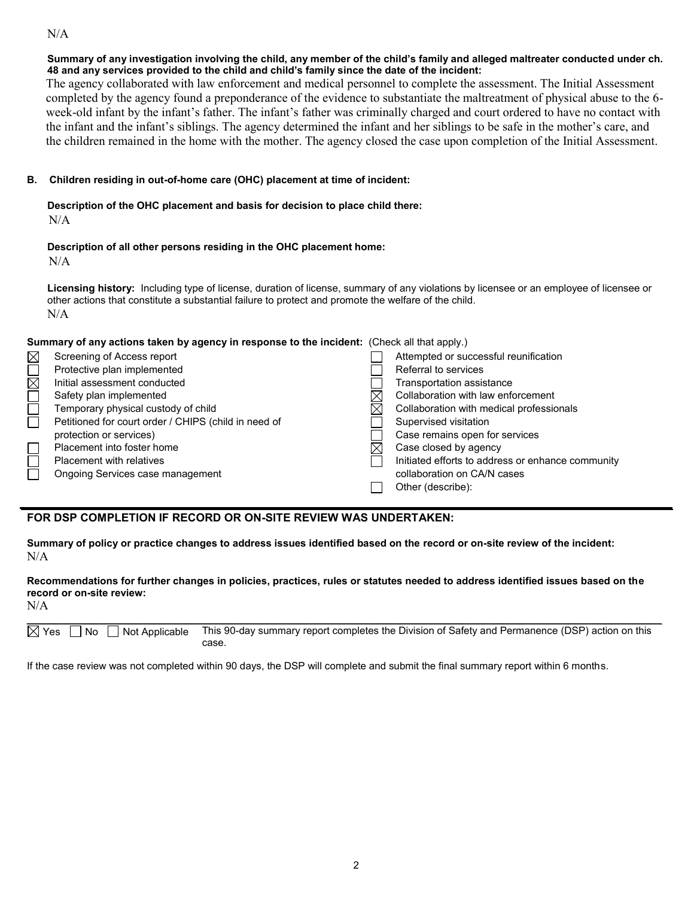N/A

**Summary of any investigation involving the child, any member of the child's family and alleged maltreater conducted under ch. 48 and any services provided to the child and child's family since the date of the incident:**

The agency collaborated with law enforcement and medical personnel to complete the assessment. The Initial Assessment completed by the agency found a preponderance of the evidence to substantiate the maltreatment of physical abuse to the 6-week-old infant by the infant's father. The infant's father was criminally charged and court ordered to have no contact with the infant and the infant's siblings. The agency determined the infant and her siblings to be safe in the mother's care, and the children remained in the home with the mother. The agency closed the case upon completion of the Initial Assessment.

**B. Children residing in out-of-home care (OHC) placement at time of incident:**

**Description of the OHC placement and basis for decision to place child there:**

N/A

**Description of all other persons residing in the OHC placement home:**

N/A

**Licensing history:** Including type of license, duration of license, summary of any violations by licensee or an employee of licensee or other actions that constitute a substantial failure to protect and promote the welfare of the child.

N/A

**Summary of any actions taken by agency in response to the incident:** (Check all that apply.)

- ☒ Screening of Access report
- ☐ Protective plan implemented
- ☒ Initial assessment conducted
- ☐ Safety plan implemented
- ☐ Temporary physical custody of child
- ☐ Petitioned for court order / CHIPS (child in need of protection or services)
- ☐ Placement into foster home
- ☐ Placement with relatives
- ☐ Ongoing Services case management
- ☐ Attempted or successful reunification
- ☐ Referral to services
- ☐ Transportation assistance
- ☒ Collaboration with law enforcement
- ☒ Collaboration with medical professionals
- ☐ Supervised visitation
- ☐ Case remains open for services
- ☒ Case closed by agency
- ☐ Initiated efforts to address or enhance community collaboration on CA/N cases
- ☐ Other (describe):

## FOR DSP COMPLETION IF RECORD OR ON-SITE REVIEW WAS UNDERTAKEN:

**Summary of policy or practice changes to address issues identified based on the record or on-site review of the incident:**

N/A

**Recommendations for further changes in policies, practices, rules or statutes needed to address identified issues based on the record or on-site review:**

N/A

☒ Yes ☐ No ☐ Not Applicable This 90-day summary report completes the Division of Safety and Permanence (DSP) action on this case.

If the case review was not completed within 90 days, the DSP will complete and submit the final summary report within 6 months.